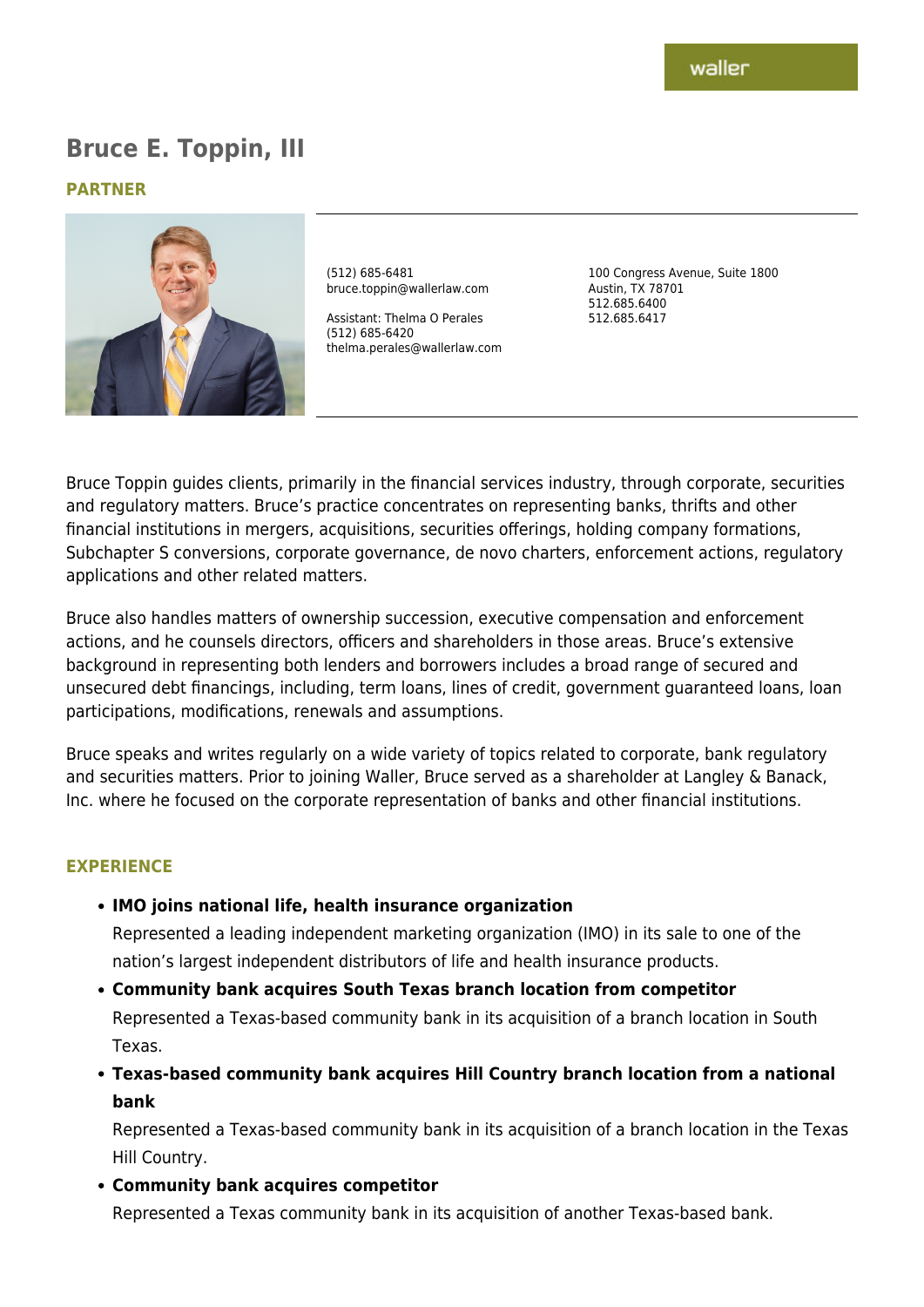# Bruce E. Toppin, III

## PARTNER

(512) 685-6481
bruce.toppin@wallerlaw.com

Assistant: Thelma O Perales
(512) 685-6420
thelma.perales@wallerlaw.com

100 Congress Avenue, Suite 1800
Austin, TX 78701
512.685.6400
512.685.6417

Bruce Toppin guides clients, primarily in the financial services industry, through corporate, securities and regulatory matters. Bruce's practice concentrates on representing banks, thrifts and other financial institutions in mergers, acquisitions, securities offerings, holding company formations, Subchapter S conversions, corporate governance, de novo charters, enforcement actions, regulatory applications and other related matters.

Bruce also handles matters of ownership succession, executive compensation and enforcement actions, and he counsels directors, officers and shareholders in those areas. Bruce's extensive background in representing both lenders and borrowers includes a broad range of secured and unsecured debt financings, including, term loans, lines of credit, government guaranteed loans, loan participations, modifications, renewals and assumptions.

Bruce speaks and writes regularly on a wide variety of topics related to corporate, bank regulatory and securities matters. Prior to joining Waller, Bruce served as a shareholder at Langley & Banack, Inc. where he focused on the corporate representation of banks and other financial institutions.

## EXPERIENCE

- **IMO joins national life, health insurance organization**
  Represented a leading independent marketing organization (IMO) in its sale to one of the nation's largest independent distributors of life and health insurance products.
- **Community bank acquires South Texas branch location from competitor**
  Represented a Texas-based community bank in its acquisition of a branch location in South Texas.
- **Texas-based community bank acquires Hill Country branch location from a national bank**
  Represented a Texas-based community bank in its acquisition of a branch location in the Texas Hill Country.
- **Community bank acquires competitor**
  Represented a Texas community bank in its acquisition of another Texas-based bank.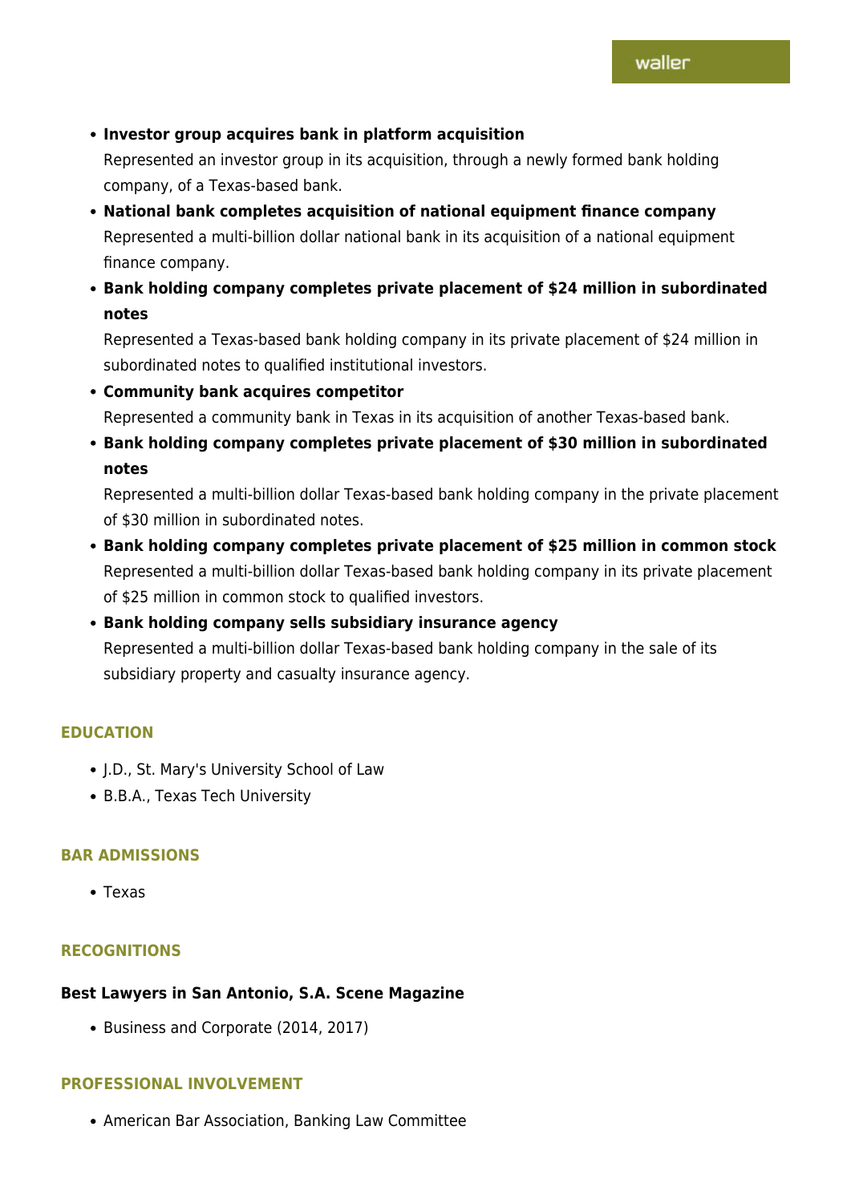- **Investor group acquires bank in platform acquisition**
  Represented an investor group in its acquisition, through a newly formed bank holding company, of a Texas-based bank.
- **National bank completes acquisition of national equipment finance company**
  Represented a multi-billion dollar national bank in its acquisition of a national equipment finance company.
- **Bank holding company completes private placement of $24 million in subordinated notes**
  Represented a Texas-based bank holding company in its private placement of $24 million in subordinated notes to qualified institutional investors.
- **Community bank acquires competitor**
  Represented a community bank in Texas in its acquisition of another Texas-based bank.
- **Bank holding company completes private placement of $30 million in subordinated notes**
  Represented a multi-billion dollar Texas-based bank holding company in the private placement of $30 million in subordinated notes.
- **Bank holding company completes private placement of $25 million in common stock**
  Represented a multi-billion dollar Texas-based bank holding company in its private placement of $25 million in common stock to qualified investors.
- **Bank holding company sells subsidiary insurance agency**
  Represented a multi-billion dollar Texas-based bank holding company in the sale of its subsidiary property and casualty insurance agency.

## EDUCATION

- J.D., St. Mary's University School of Law
- B.B.A., Texas Tech University

## BAR ADMISSIONS

- Texas

## RECOGNITIONS

**Best Lawyers in San Antonio, S.A. Scene Magazine**

- Business and Corporate (2014, 2017)

## PROFESSIONAL INVOLVEMENT

- American Bar Association, Banking Law Committee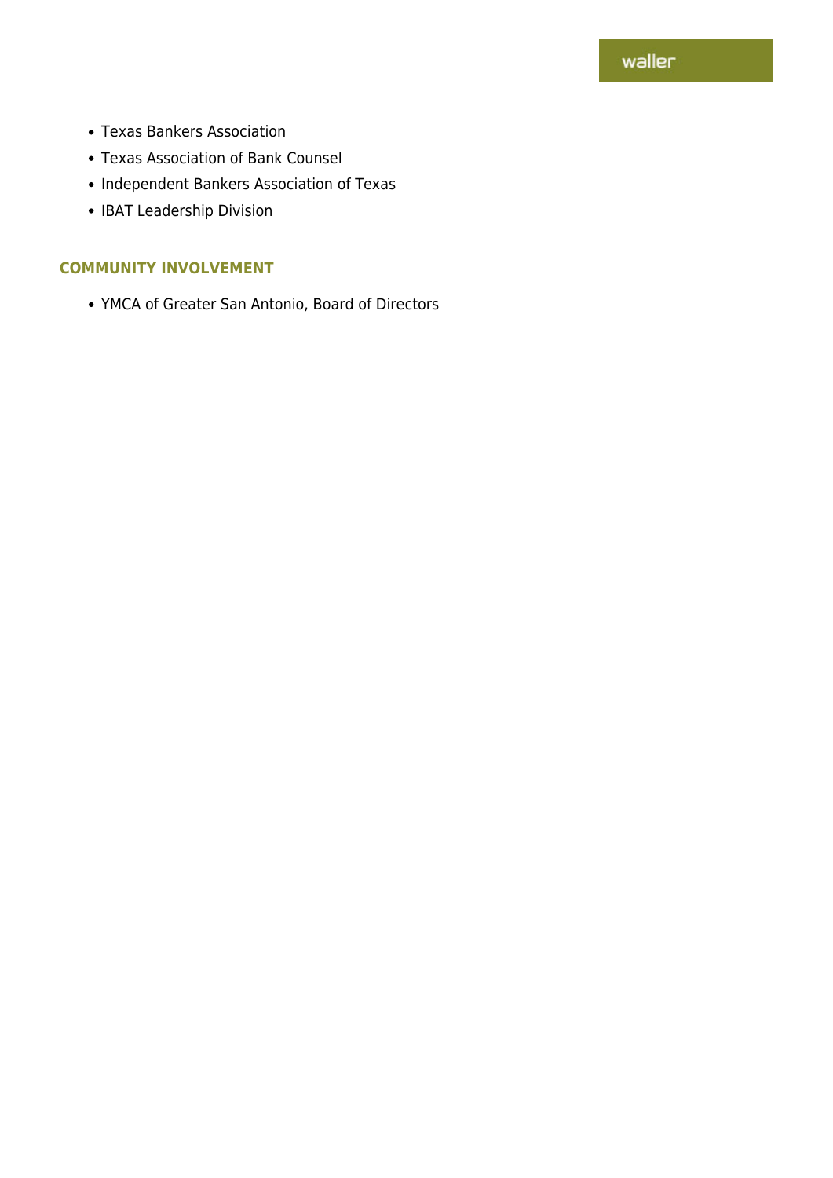- Texas Bankers Association
- Texas Association of Bank Counsel
- Independent Bankers Association of Texas
- IBAT Leadership Division

## COMMUNITY INVOLVEMENT

- YMCA of Greater San Antonio, Board of Directors